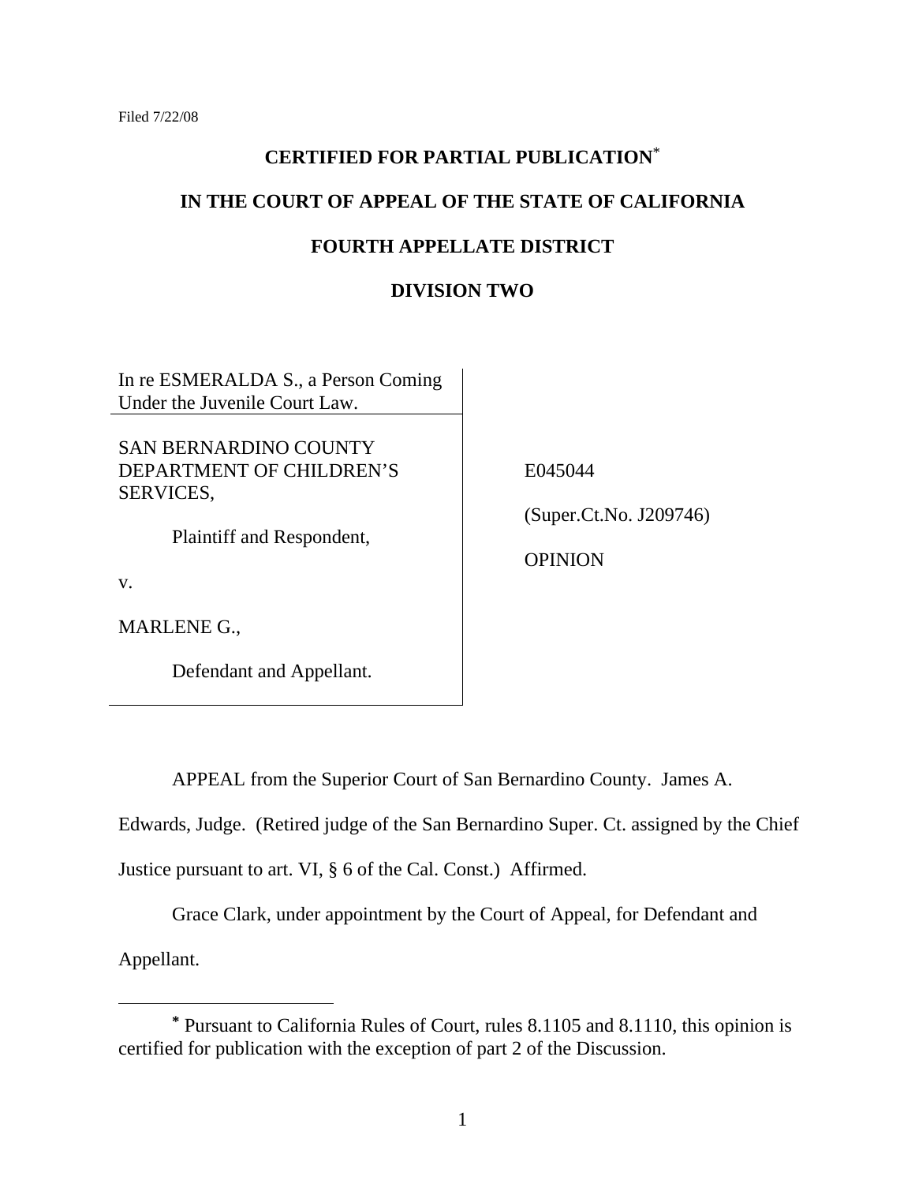Filed 7/22/08

**CERTIFIED FOR PARTIAL PUBLICATION***

**IN THE COURT OF APPEAL OF THE STATE OF CALIFORNIA**

**FOURTH APPELLATE DISTRICT**

**DIVISION TWO**

| | |
|---|---|
| In re ESMERALDA S., a Person Coming Under the Juvenile Court Law. | |
| SAN BERNARDINO COUNTY DEPARTMENT OF CHILDREN'S SERVICES, Plaintiff and Respondent, v. MARLENE G., Defendant and Appellant. | E045044 (Super.Ct.No. J209746) OPINION |

APPEAL from the Superior Court of San Bernardino County. James A. Edwards, Judge. (Retired judge of the San Bernardino Super. Ct. assigned by the Chief Justice pursuant to art. VI, § 6 of the Cal. Const.) Affirmed.

Grace Clark, under appointment by the Court of Appeal, for Defendant and Appellant.

---

* Pursuant to California Rules of Court, rules 8.1105 and 8.1110, this opinion is certified for publication with the exception of part 2 of the Discussion.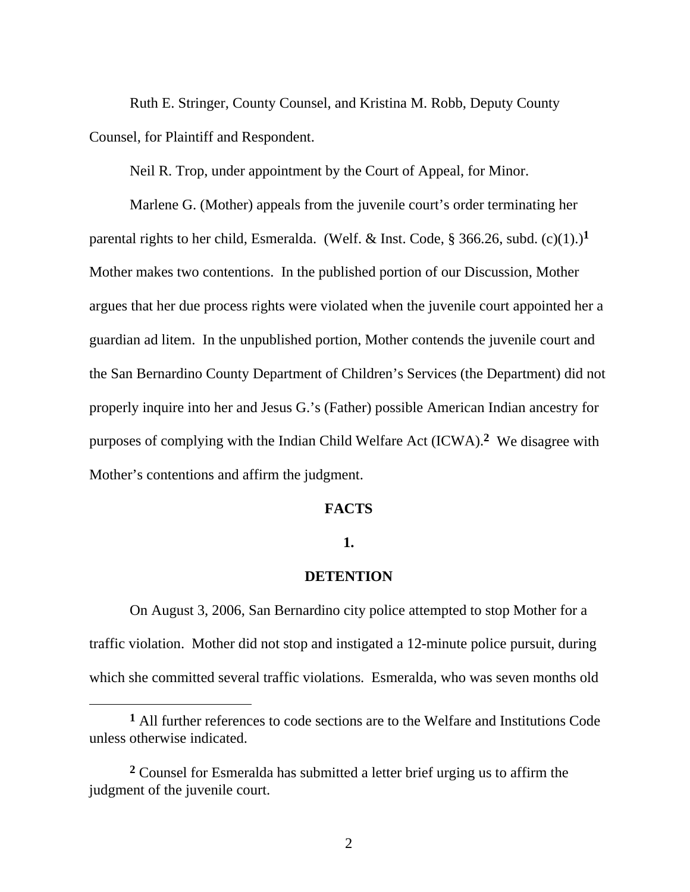Ruth E. Stringer, County Counsel, and Kristina M. Robb, Deputy County Counsel, for Plaintiff and Respondent.

Neil R. Trop, under appointment by the Court of Appeal, for Minor.

Marlene G. (Mother) appeals from the juvenile court's order terminating her parental rights to her child, Esmeralda. (Welf. & Inst. Code, § 366.26, subd. (c)(1).)[1] Mother makes two contentions. In the published portion of our Discussion, Mother argues that her due process rights were violated when the juvenile court appointed her a guardian ad litem. In the unpublished portion, Mother contends the juvenile court and the San Bernardino County Department of Children's Services (the Department) did not properly inquire into her and Jesus G.'s (Father) possible American Indian ancestry for purposes of complying with the Indian Child Welfare Act (ICWA).[2] We disagree with Mother's contentions and affirm the judgment.

## FACTS

### 1.

### DETENTION

On August 3, 2006, San Bernardino city police attempted to stop Mother for a traffic violation. Mother did not stop and instigated a 12-minute police pursuit, during which she committed several traffic violations. Esmeralda, who was seven months old

---

[1] All further references to code sections are to the Welfare and Institutions Code unless otherwise indicated.

[2] Counsel for Esmeralda has submitted a letter brief urging us to affirm the judgment of the juvenile court.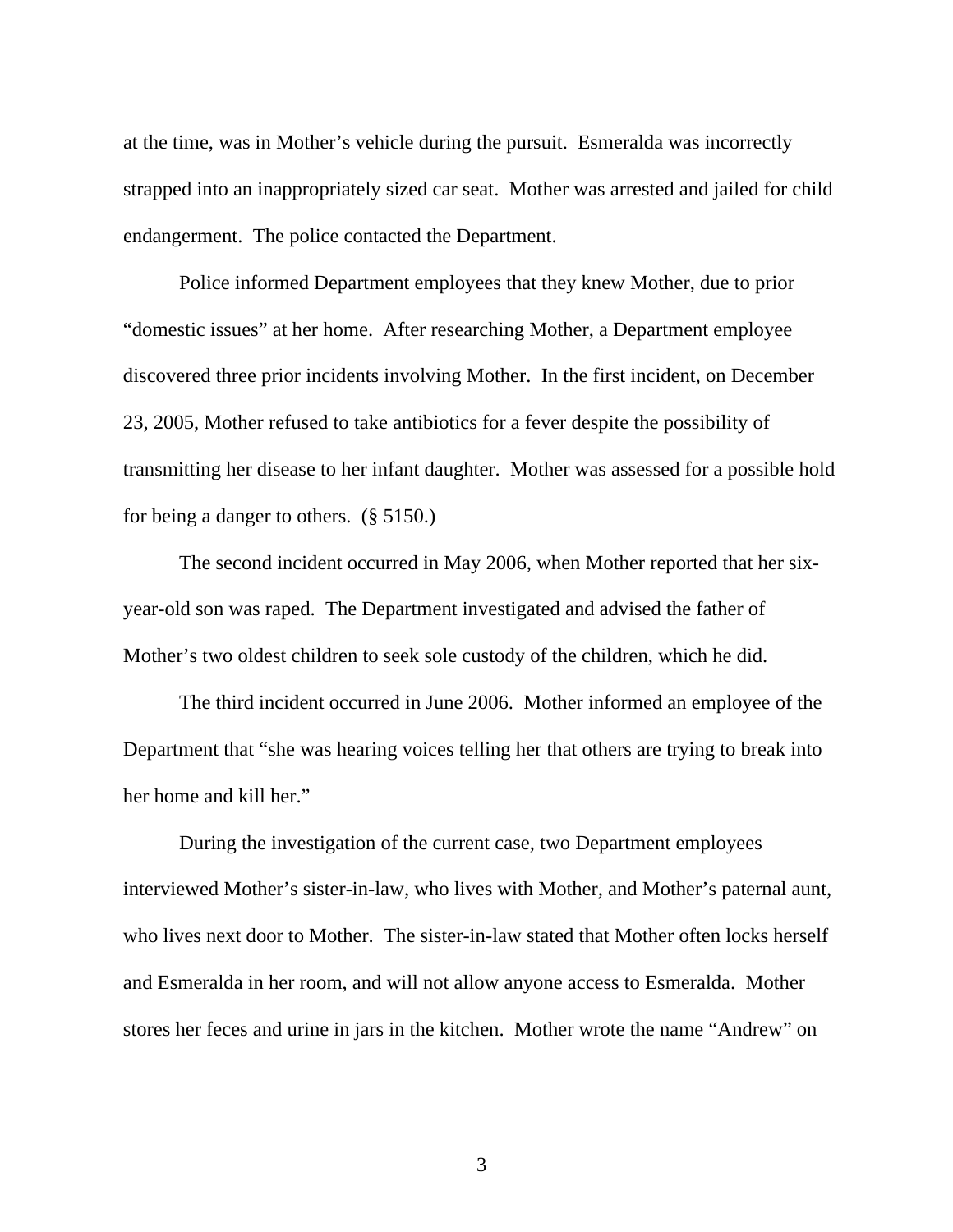at the time, was in Mother's vehicle during the pursuit. Esmeralda was incorrectly strapped into an inappropriately sized car seat. Mother was arrested and jailed for child endangerment. The police contacted the Department.

Police informed Department employees that they knew Mother, due to prior "domestic issues" at her home. After researching Mother, a Department employee discovered three prior incidents involving Mother. In the first incident, on December 23, 2005, Mother refused to take antibiotics for a fever despite the possibility of transmitting her disease to her infant daughter. Mother was assessed for a possible hold for being a danger to others. (§ 5150.)

The second incident occurred in May 2006, when Mother reported that her six-year-old son was raped. The Department investigated and advised the father of Mother's two oldest children to seek sole custody of the children, which he did.

The third incident occurred in June 2006. Mother informed an employee of the Department that "she was hearing voices telling her that others are trying to break into her home and kill her."

During the investigation of the current case, two Department employees interviewed Mother's sister-in-law, who lives with Mother, and Mother's paternal aunt, who lives next door to Mother. The sister-in-law stated that Mother often locks herself and Esmeralda in her room, and will not allow anyone access to Esmeralda. Mother stores her feces and urine in jars in the kitchen. Mother wrote the name "Andrew" on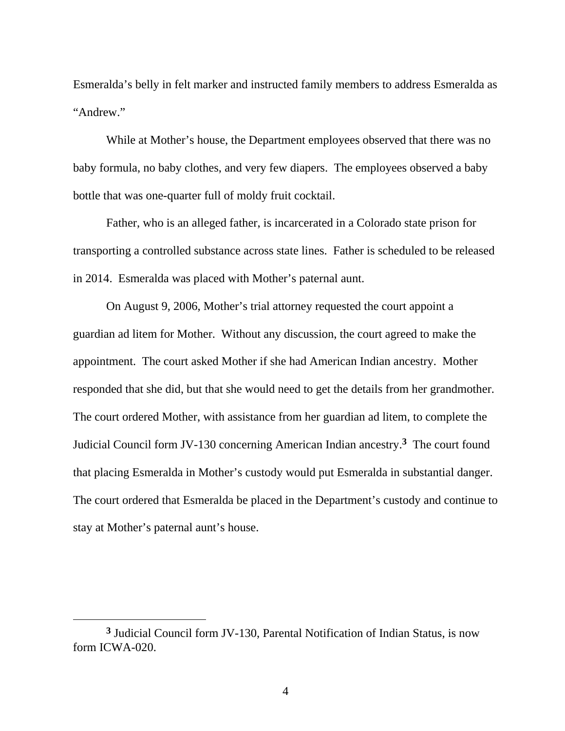Esmeralda's belly in felt marker and instructed family members to address Esmeralda as "Andrew."

While at Mother's house, the Department employees observed that there was no baby formula, no baby clothes, and very few diapers. The employees observed a baby bottle that was one-quarter full of moldy fruit cocktail.

Father, who is an alleged father, is incarcerated in a Colorado state prison for transporting a controlled substance across state lines. Father is scheduled to be released in 2014. Esmeralda was placed with Mother's paternal aunt.

On August 9, 2006, Mother's trial attorney requested the court appoint a guardian ad litem for Mother. Without any discussion, the court agreed to make the appointment. The court asked Mother if she had American Indian ancestry. Mother responded that she did, but that she would need to get the details from her grandmother. The court ordered Mother, with assistance from her guardian ad litem, to complete the Judicial Council form JV-130 concerning American Indian ancestry.[3] The court found that placing Esmeralda in Mother's custody would put Esmeralda in substantial danger. The court ordered that Esmeralda be placed in the Department's custody and continue to stay at Mother's paternal aunt's house.

---

[3] Judicial Council form JV-130, Parental Notification of Indian Status, is now form ICWA-020.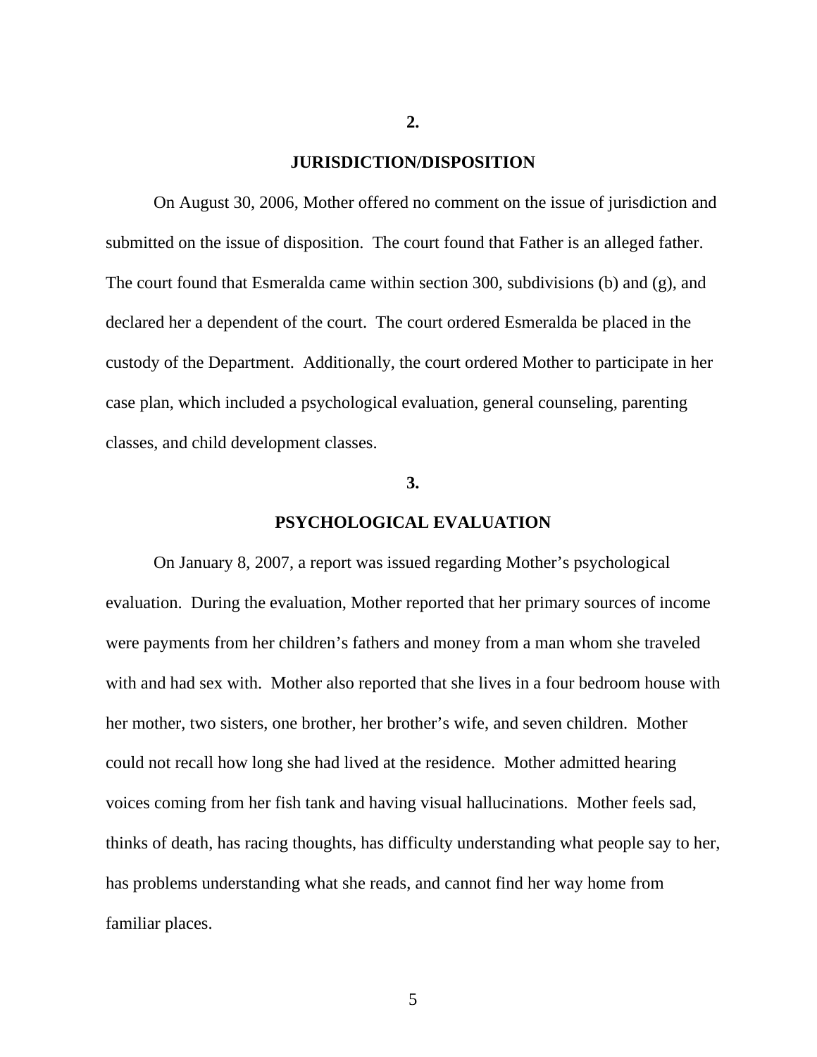**2.**

**JURISDICTION/DISPOSITION**

On August 30, 2006, Mother offered no comment on the issue of jurisdiction and submitted on the issue of disposition. The court found that Father is an alleged father. The court found that Esmeralda came within section 300, subdivisions (b) and (g), and declared her a dependent of the court. The court ordered Esmeralda be placed in the custody of the Department. Additionally, the court ordered Mother to participate in her case plan, which included a psychological evaluation, general counseling, parenting classes, and child development classes.

**3.**

**PSYCHOLOGICAL EVALUATION**

On January 8, 2007, a report was issued regarding Mother's psychological evaluation. During the evaluation, Mother reported that her primary sources of income were payments from her children's fathers and money from a man whom she traveled with and had sex with. Mother also reported that she lives in a four bedroom house with her mother, two sisters, one brother, her brother's wife, and seven children. Mother could not recall how long she had lived at the residence. Mother admitted hearing voices coming from her fish tank and having visual hallucinations. Mother feels sad, thinks of death, has racing thoughts, has difficulty understanding what people say to her, has problems understanding what she reads, and cannot find her way home from familiar places.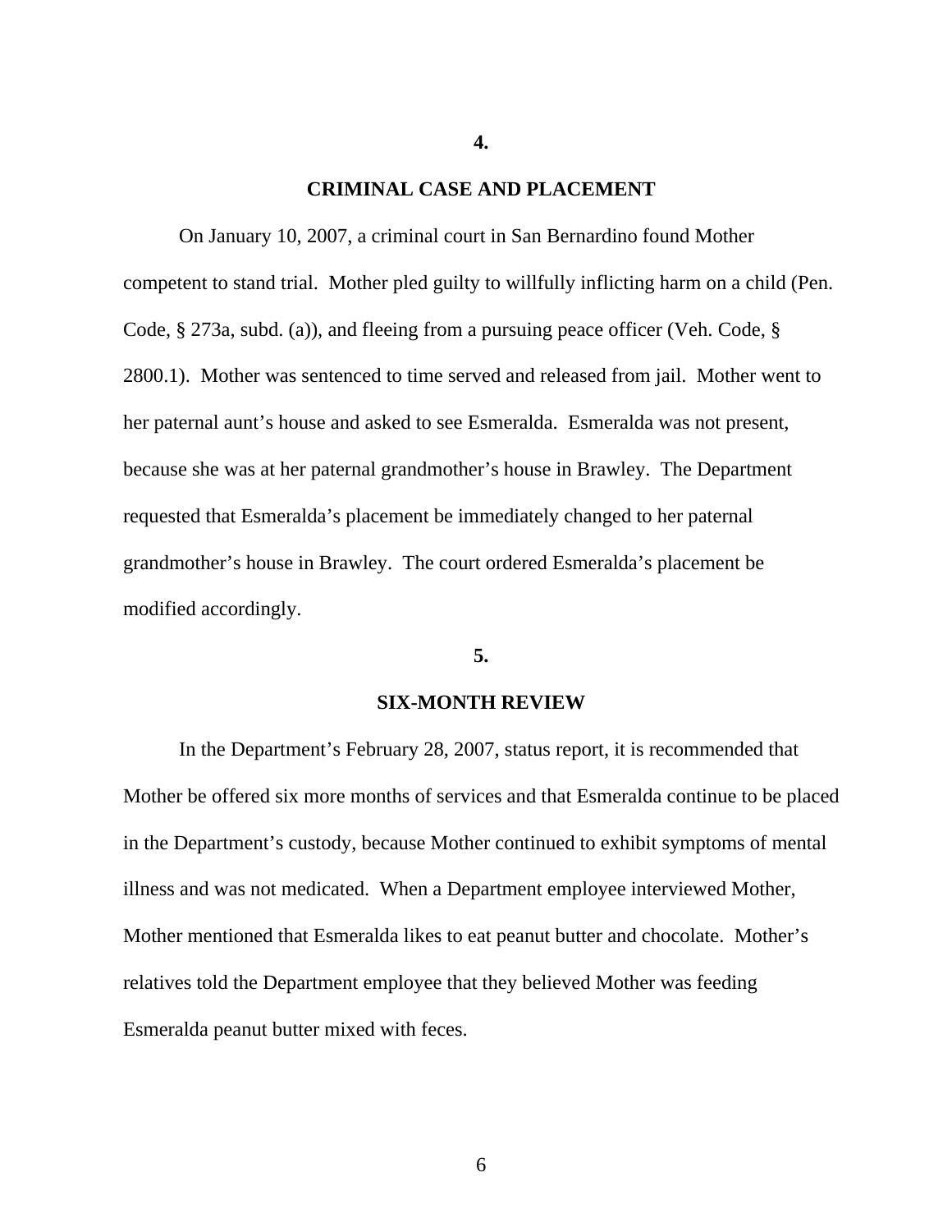**4.**

**CRIMINAL CASE AND PLACEMENT**

On January 10, 2007, a criminal court in San Bernardino found Mother competent to stand trial. Mother pled guilty to willfully inflicting harm on a child (Pen. Code, § 273a, subd. (a)), and fleeing from a pursuing peace officer (Veh. Code, § 2800.1). Mother was sentenced to time served and released from jail. Mother went to her paternal aunt's house and asked to see Esmeralda. Esmeralda was not present, because she was at her paternal grandmother's house in Brawley. The Department requested that Esmeralda's placement be immediately changed to her paternal grandmother's house in Brawley. The court ordered Esmeralda's placement be modified accordingly.

**5.**

**SIX-MONTH REVIEW**

In the Department's February 28, 2007, status report, it is recommended that Mother be offered six more months of services and that Esmeralda continue to be placed in the Department's custody, because Mother continued to exhibit symptoms of mental illness and was not medicated. When a Department employee interviewed Mother, Mother mentioned that Esmeralda likes to eat peanut butter and chocolate. Mother's relatives told the Department employee that they believed Mother was feeding Esmeralda peanut butter mixed with feces.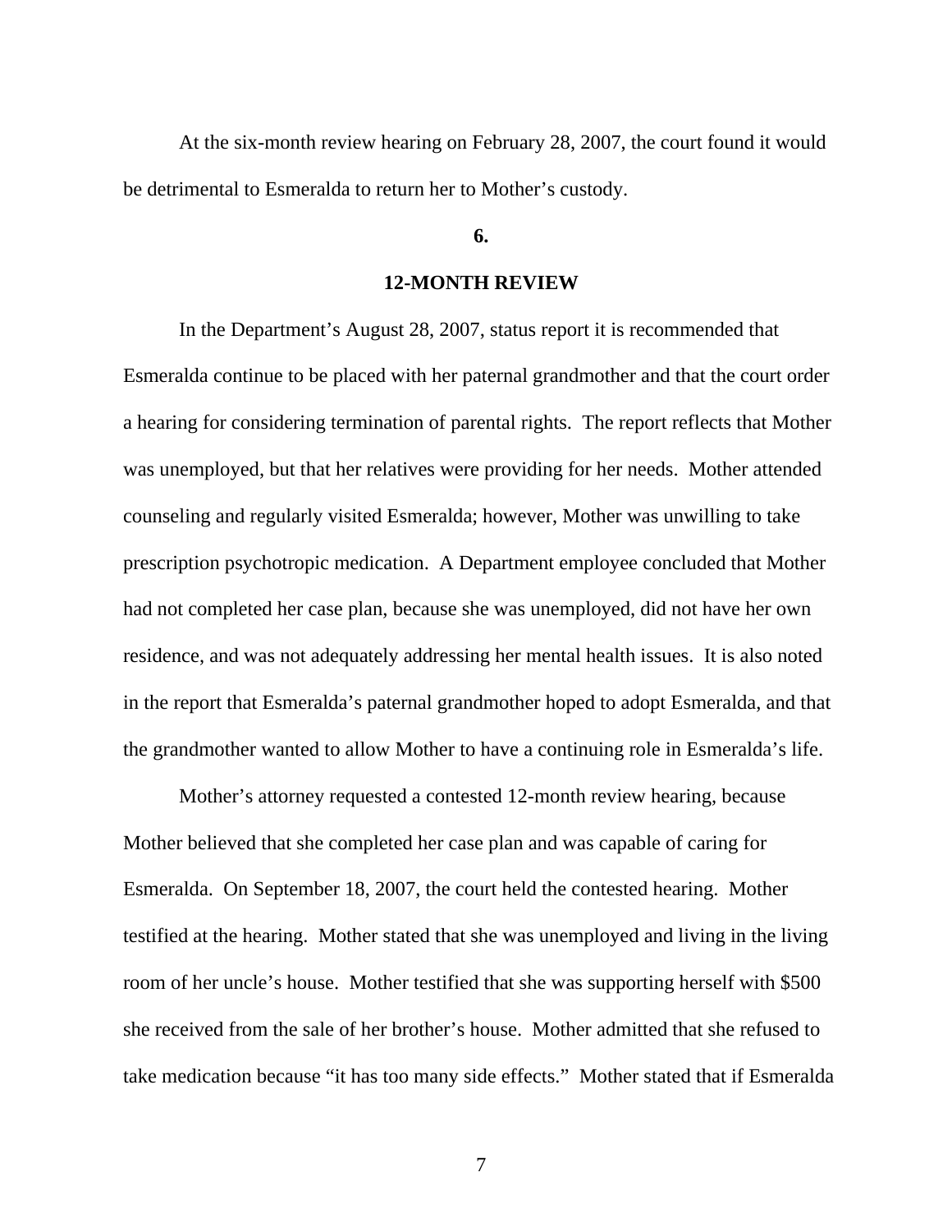At the six-month review hearing on February 28, 2007, the court found it would be detrimental to Esmeralda to return her to Mother's custody.

**6.**

**12-MONTH REVIEW**

In the Department's August 28, 2007, status report it is recommended that Esmeralda continue to be placed with her paternal grandmother and that the court order a hearing for considering termination of parental rights. The report reflects that Mother was unemployed, but that her relatives were providing for her needs. Mother attended counseling and regularly visited Esmeralda; however, Mother was unwilling to take prescription psychotropic medication. A Department employee concluded that Mother had not completed her case plan, because she was unemployed, did not have her own residence, and was not adequately addressing her mental health issues. It is also noted in the report that Esmeralda's paternal grandmother hoped to adopt Esmeralda, and that the grandmother wanted to allow Mother to have a continuing role in Esmeralda's life.

Mother's attorney requested a contested 12-month review hearing, because Mother believed that she completed her case plan and was capable of caring for Esmeralda. On September 18, 2007, the court held the contested hearing. Mother testified at the hearing. Mother stated that she was unemployed and living in the living room of her uncle's house. Mother testified that she was supporting herself with $500 she received from the sale of her brother's house. Mother admitted that she refused to take medication because "it has too many side effects." Mother stated that if Esmeralda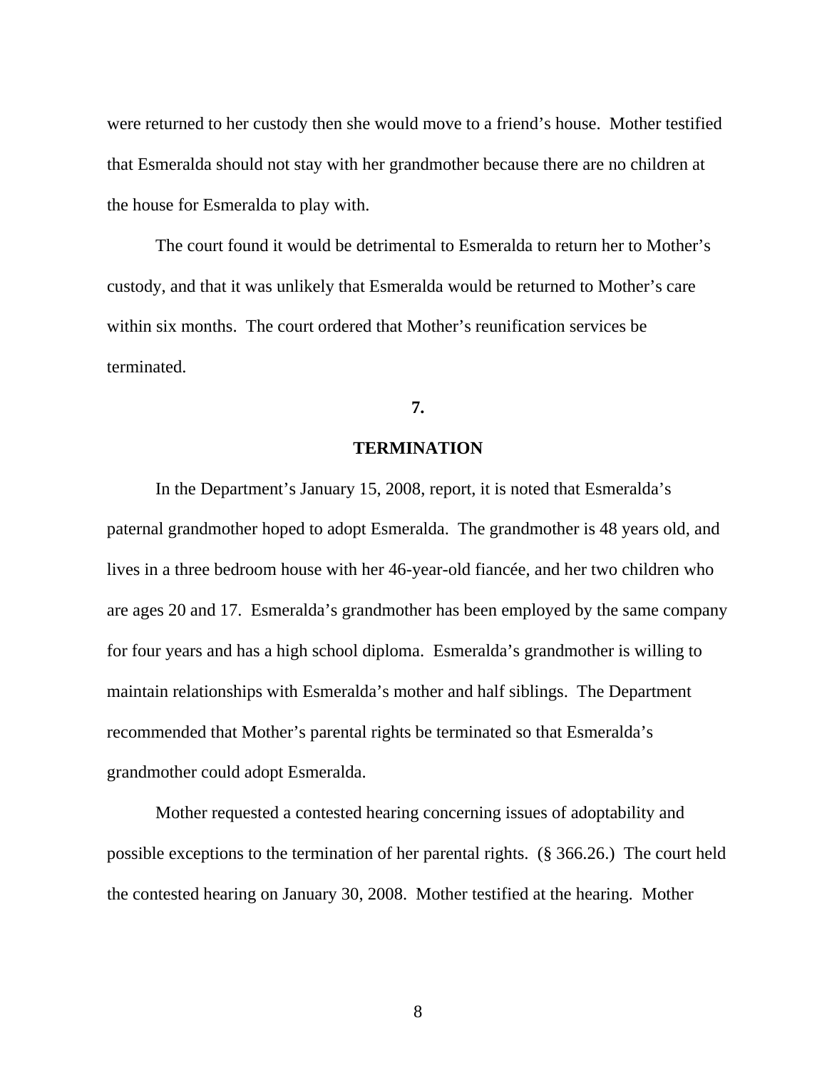were returned to her custody then she would move to a friend's house. Mother testified that Esmeralda should not stay with her grandmother because there are no children at the house for Esmeralda to play with.

The court found it would be detrimental to Esmeralda to return her to Mother's custody, and that it was unlikely that Esmeralda would be returned to Mother's care within six months. The court ordered that Mother's reunification services be terminated.

**7.**

**TERMINATION**

In the Department's January 15, 2008, report, it is noted that Esmeralda's paternal grandmother hoped to adopt Esmeralda. The grandmother is 48 years old, and lives in a three bedroom house with her 46-year-old fiancée, and her two children who are ages 20 and 17. Esmeralda's grandmother has been employed by the same company for four years and has a high school diploma. Esmeralda's grandmother is willing to maintain relationships with Esmeralda's mother and half siblings. The Department recommended that Mother's parental rights be terminated so that Esmeralda's grandmother could adopt Esmeralda.

Mother requested a contested hearing concerning issues of adoptability and possible exceptions to the termination of her parental rights. (§ 366.26.) The court held the contested hearing on January 30, 2008. Mother testified at the hearing. Mother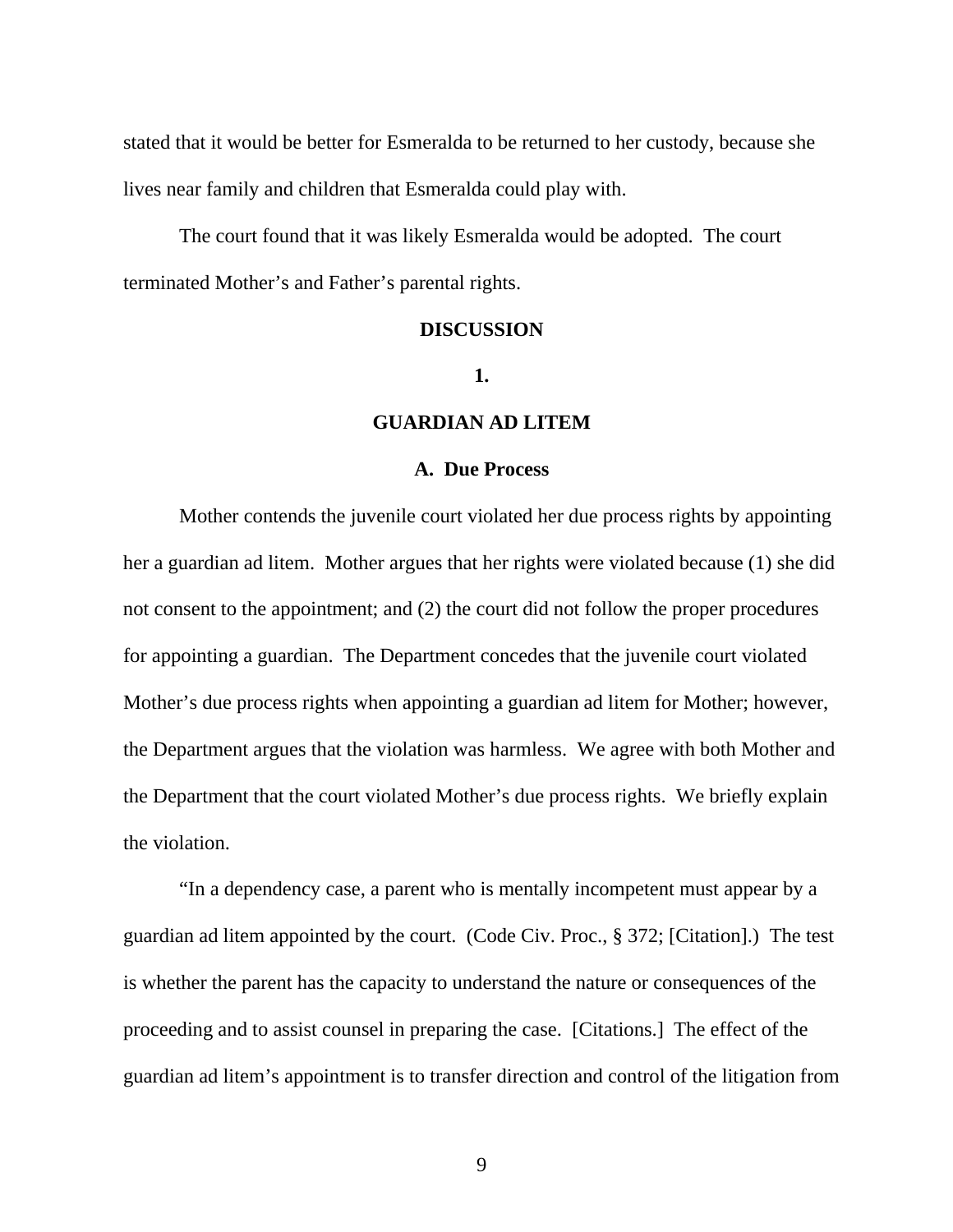stated that it would be better for Esmeralda to be returned to her custody, because she lives near family and children that Esmeralda could play with.

The court found that it was likely Esmeralda would be adopted. The court terminated Mother's and Father's parental rights.

**DISCUSSION**

**1.**

**GUARDIAN AD LITEM**

**A. Due Process**

Mother contends the juvenile court violated her due process rights by appointing her a guardian ad litem. Mother argues that her rights were violated because (1) she did not consent to the appointment; and (2) the court did not follow the proper procedures for appointing a guardian. The Department concedes that the juvenile court violated Mother's due process rights when appointing a guardian ad litem for Mother; however, the Department argues that the violation was harmless. We agree with both Mother and the Department that the court violated Mother's due process rights. We briefly explain the violation.

"In a dependency case, a parent who is mentally incompetent must appear by a guardian ad litem appointed by the court. (Code Civ. Proc., § 372; [Citation].) The test is whether the parent has the capacity to understand the nature or consequences of the proceeding and to assist counsel in preparing the case. [Citations.] The effect of the guardian ad litem's appointment is to transfer direction and control of the litigation from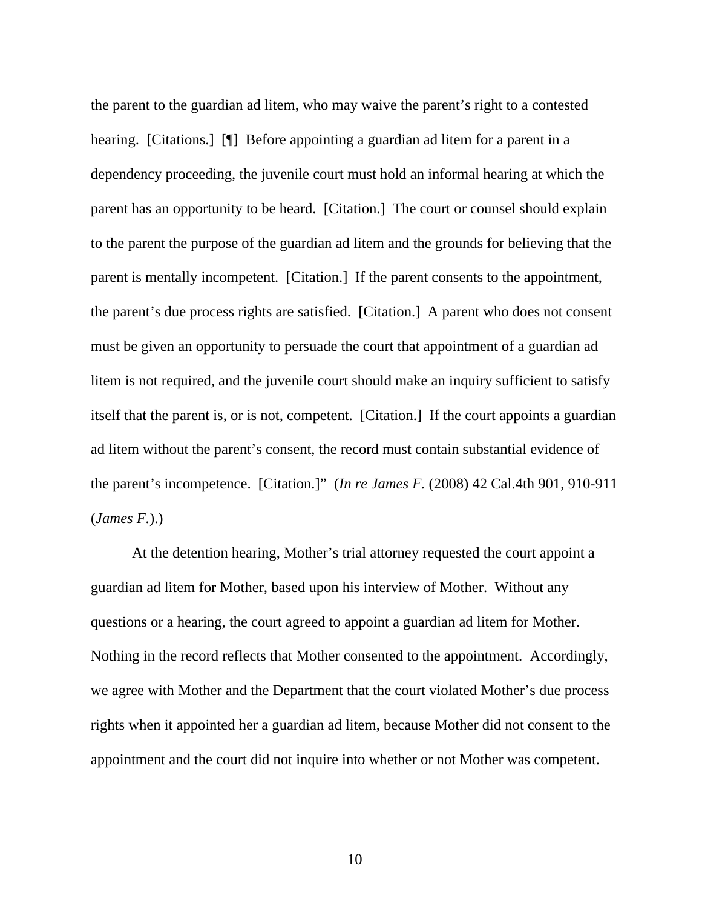the parent to the guardian ad litem, who may waive the parent's right to a contested hearing. [Citations.] [¶] Before appointing a guardian ad litem for a parent in a dependency proceeding, the juvenile court must hold an informal hearing at which the parent has an opportunity to be heard. [Citation.] The court or counsel should explain to the parent the purpose of the guardian ad litem and the grounds for believing that the parent is mentally incompetent. [Citation.] If the parent consents to the appointment, the parent's due process rights are satisfied. [Citation.] A parent who does not consent must be given an opportunity to persuade the court that appointment of a guardian ad litem is not required, and the juvenile court should make an inquiry sufficient to satisfy itself that the parent is, or is not, competent. [Citation.] If the court appoints a guardian ad litem without the parent's consent, the record must contain substantial evidence of the parent's incompetence. [Citation.]" (*In re James F.* (2008) 42 Cal.4th 901, 910-911 (*James F.*).)

At the detention hearing, Mother's trial attorney requested the court appoint a guardian ad litem for Mother, based upon his interview of Mother. Without any questions or a hearing, the court agreed to appoint a guardian ad litem for Mother. Nothing in the record reflects that Mother consented to the appointment. Accordingly, we agree with Mother and the Department that the court violated Mother's due process rights when it appointed her a guardian ad litem, because Mother did not consent to the appointment and the court did not inquire into whether or not Mother was competent.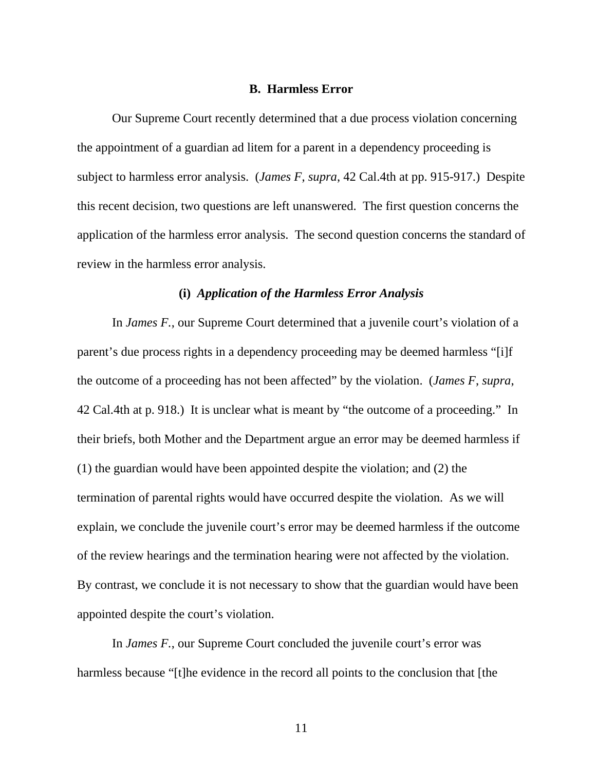### B. Harmless Error

Our Supreme Court recently determined that a due process violation concerning the appointment of a guardian ad litem for a parent in a dependency proceeding is subject to harmless error analysis. (*James F*, *supra*, 42 Cal.4th at pp. 915-917.) Despite this recent decision, two questions are left unanswered. The first question concerns the application of the harmless error analysis. The second question concerns the standard of review in the harmless error analysis.

#### (i) *Application of the Harmless Error Analysis*

In *James F.*, our Supreme Court determined that a juvenile court's violation of a parent's due process rights in a dependency proceeding may be deemed harmless "[i]f the outcome of a proceeding has not been affected" by the violation. (*James F*, *supra*, 42 Cal.4th at p. 918.) It is unclear what is meant by "the outcome of a proceeding." In their briefs, both Mother and the Department argue an error may be deemed harmless if (1) the guardian would have been appointed despite the violation; and (2) the termination of parental rights would have occurred despite the violation. As we will explain, we conclude the juvenile court's error may be deemed harmless if the outcome of the review hearings and the termination hearing were not affected by the violation. By contrast, we conclude it is not necessary to show that the guardian would have been appointed despite the court's violation.

In *James F.*, our Supreme Court concluded the juvenile court's error was harmless because "[t]he evidence in the record all points to the conclusion that [the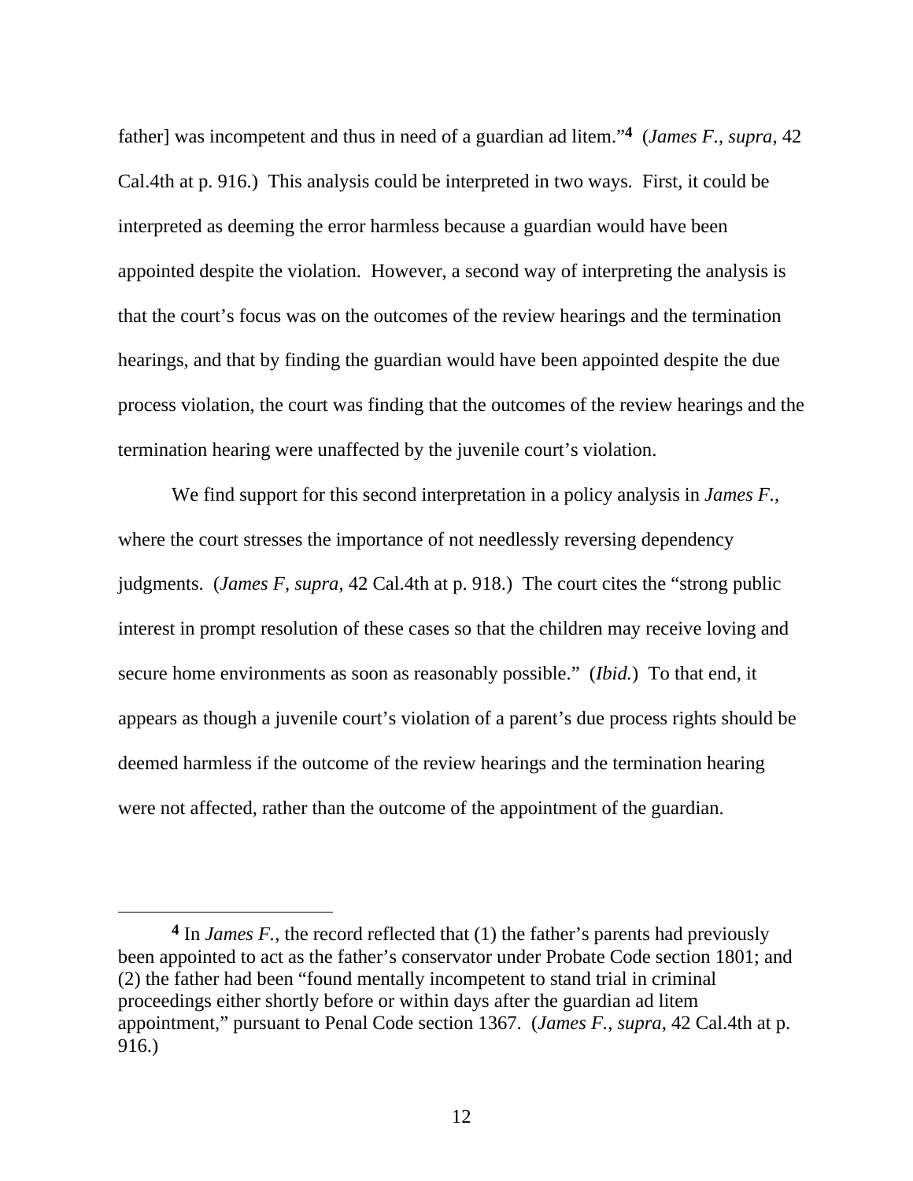father] was incompetent and thus in need of a guardian ad litem."[4] (*James F.*, *supra*, 42 Cal.4th at p. 916.) This analysis could be interpreted in two ways. First, it could be interpreted as deeming the error harmless because a guardian would have been appointed despite the violation. However, a second way of interpreting the analysis is that the court's focus was on the outcomes of the review hearings and the termination hearings, and that by finding the guardian would have been appointed despite the due process violation, the court was finding that the outcomes of the review hearings and the termination hearing were unaffected by the juvenile court's violation.

We find support for this second interpretation in a policy analysis in *James F.*, where the court stresses the importance of not needlessly reversing dependency judgments. (*James F*, *supra*, 42 Cal.4th at p. 918.) The court cites the "strong public interest in prompt resolution of these cases so that the children may receive loving and secure home environments as soon as reasonably possible." (*Ibid.*) To that end, it appears as though a juvenile court's violation of a parent's due process rights should be deemed harmless if the outcome of the review hearings and the termination hearing were not affected, rather than the outcome of the appointment of the guardian.

---

[4] In *James F.*, the record reflected that (1) the father's parents had previously been appointed to act as the father's conservator under Probate Code section 1801; and (2) the father had been "found mentally incompetent to stand trial in criminal proceedings either shortly before or within days after the guardian ad litem appointment," pursuant to Penal Code section 1367. (*James F.*, *supra*, 42 Cal.4th at p. 916.)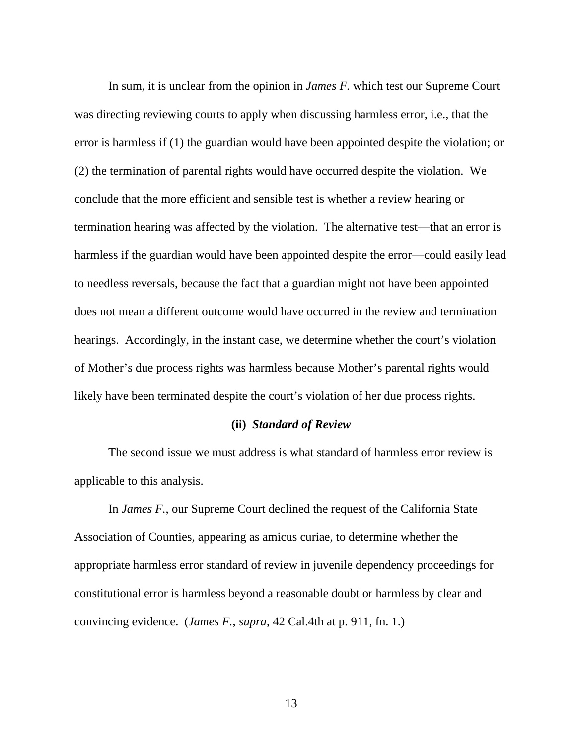In sum, it is unclear from the opinion in *James F.* which test our Supreme Court was directing reviewing courts to apply when discussing harmless error, i.e., that the error is harmless if (1) the guardian would have been appointed despite the violation; or (2) the termination of parental rights would have occurred despite the violation. We conclude that the more efficient and sensible test is whether a review hearing or termination hearing was affected by the violation. The alternative test—that an error is harmless if the guardian would have been appointed despite the error—could easily lead to needless reversals, because the fact that a guardian might not have been appointed does not mean a different outcome would have occurred in the review and termination hearings. Accordingly, in the instant case, we determine whether the court's violation of Mother's due process rights was harmless because Mother's parental rights would likely have been terminated despite the court's violation of her due process rights.

**(ii)** ***Standard of Review***

The second issue we must address is what standard of harmless error review is applicable to this analysis.

In *James F.*, our Supreme Court declined the request of the California State Association of Counties, appearing as amicus curiae, to determine whether the appropriate harmless error standard of review in juvenile dependency proceedings for constitutional error is harmless beyond a reasonable doubt or harmless by clear and convincing evidence. (*James F.*, *supra*, 42 Cal.4th at p. 911, fn. 1.)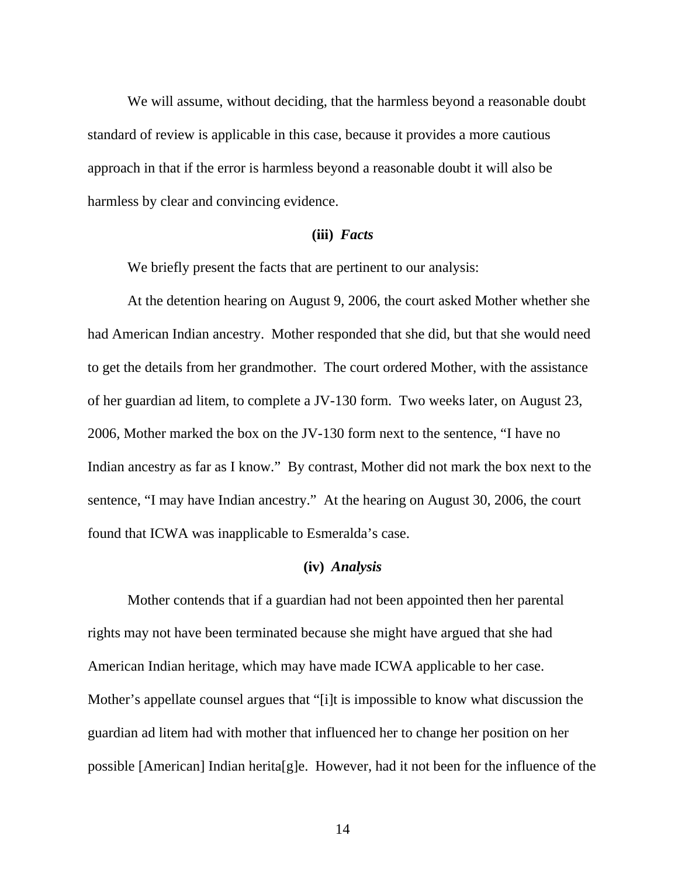We will assume, without deciding, that the harmless beyond a reasonable doubt standard of review is applicable in this case, because it provides a more cautious approach in that if the error is harmless beyond a reasonable doubt it will also be harmless by clear and convincing evidence.

**(iii)** ***Facts***

We briefly present the facts that are pertinent to our analysis:

At the detention hearing on August 9, 2006, the court asked Mother whether she had American Indian ancestry. Mother responded that she did, but that she would need to get the details from her grandmother. The court ordered Mother, with the assistance of her guardian ad litem, to complete a JV-130 form. Two weeks later, on August 23, 2006, Mother marked the box on the JV-130 form next to the sentence, "I have no Indian ancestry as far as I know." By contrast, Mother did not mark the box next to the sentence, "I may have Indian ancestry." At the hearing on August 30, 2006, the court found that ICWA was inapplicable to Esmeralda's case.

**(iv)** ***Analysis***

Mother contends that if a guardian had not been appointed then her parental rights may not have been terminated because she might have argued that she had American Indian heritage, which may have made ICWA applicable to her case. Mother's appellate counsel argues that "[i]t is impossible to know what discussion the guardian ad litem had with mother that influenced her to change her position on her possible [American] Indian herita[g]e. However, had it not been for the influence of the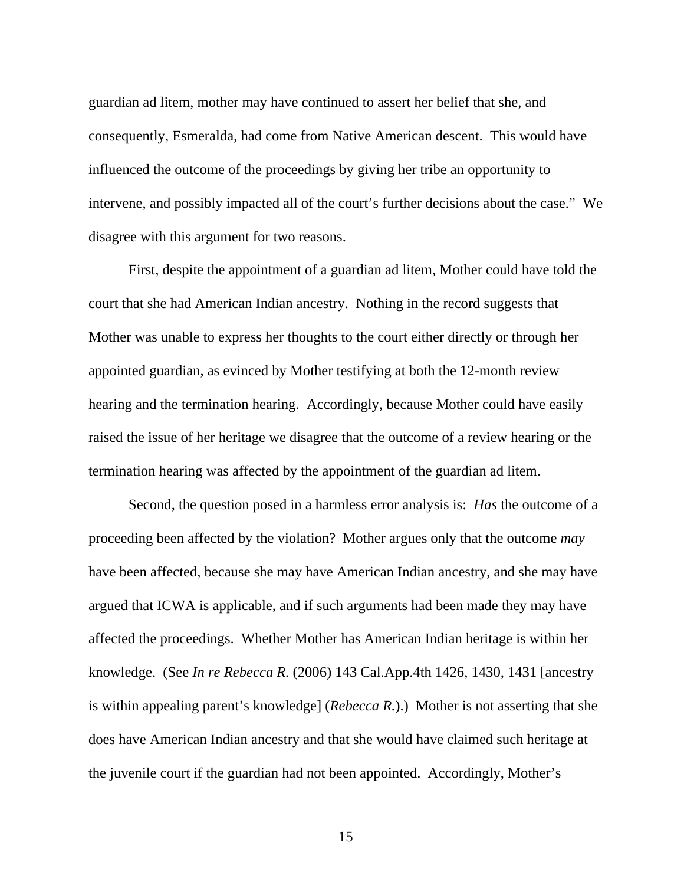guardian ad litem, mother may have continued to assert her belief that she, and consequently, Esmeralda, had come from Native American descent. This would have influenced the outcome of the proceedings by giving her tribe an opportunity to intervene, and possibly impacted all of the court's further decisions about the case." We disagree with this argument for two reasons.

First, despite the appointment of a guardian ad litem, Mother could have told the court that she had American Indian ancestry. Nothing in the record suggests that Mother was unable to express her thoughts to the court either directly or through her appointed guardian, as evinced by Mother testifying at both the 12-month review hearing and the termination hearing. Accordingly, because Mother could have easily raised the issue of her heritage we disagree that the outcome of a review hearing or the termination hearing was affected by the appointment of the guardian ad litem.

Second, the question posed in a harmless error analysis is: *Has* the outcome of a proceeding been affected by the violation? Mother argues only that the outcome *may* have been affected, because she may have American Indian ancestry, and she may have argued that ICWA is applicable, and if such arguments had been made they may have affected the proceedings. Whether Mother has American Indian heritage is within her knowledge. (See *In re Rebecca R.* (2006) 143 Cal.App.4th 1426, 1430, 1431 [ancestry is within appealing parent's knowledge] (*Rebecca R.*).) Mother is not asserting that she does have American Indian ancestry and that she would have claimed such heritage at the juvenile court if the guardian had not been appointed. Accordingly, Mother's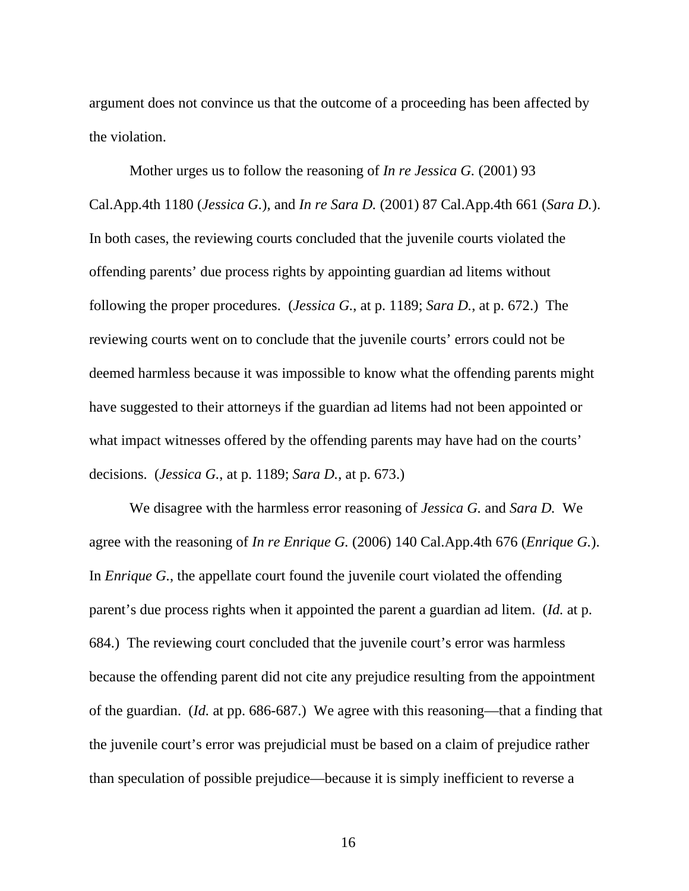argument does not convince us that the outcome of a proceeding has been affected by the violation.

Mother urges us to follow the reasoning of *In re Jessica G.* (2001) 93 Cal.App.4th 1180 (*Jessica G.*), and *In re Sara D.* (2001) 87 Cal.App.4th 661 (*Sara D.*). In both cases, the reviewing courts concluded that the juvenile courts violated the offending parents' due process rights by appointing guardian ad litems without following the proper procedures. (*Jessica G.*, at p. 1189; *Sara D.*, at p. 672.) The reviewing courts went on to conclude that the juvenile courts' errors could not be deemed harmless because it was impossible to know what the offending parents might have suggested to their attorneys if the guardian ad litems had not been appointed or what impact witnesses offered by the offending parents may have had on the courts' decisions. (*Jessica G.*, at p. 1189; *Sara D.*, at p. 673.)

We disagree with the harmless error reasoning of *Jessica G.* and *Sara D.* We agree with the reasoning of *In re Enrique G.* (2006) 140 Cal.App.4th 676 (*Enrique G.*). In *Enrique G.*, the appellate court found the juvenile court violated the offending parent's due process rights when it appointed the parent a guardian ad litem. (*Id.* at p. 684.) The reviewing court concluded that the juvenile court's error was harmless because the offending parent did not cite any prejudice resulting from the appointment of the guardian. (*Id.* at pp. 686-687.) We agree with this reasoning—that a finding that the juvenile court's error was prejudicial must be based on a claim of prejudice rather than speculation of possible prejudice—because it is simply inefficient to reverse a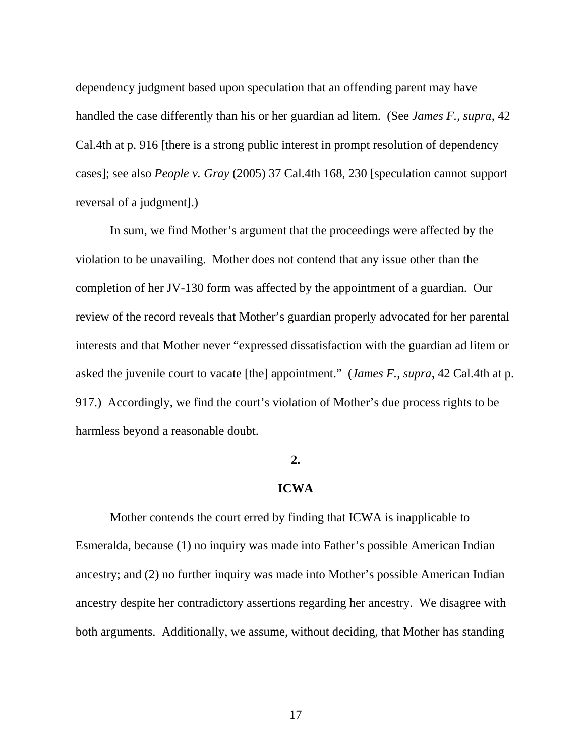dependency judgment based upon speculation that an offending parent may have handled the case differently than his or her guardian ad litem. (See *James F.*, *supra*, 42 Cal.4th at p. 916 [there is a strong public interest in prompt resolution of dependency cases]; see also *People v. Gray* (2005) 37 Cal.4th 168, 230 [speculation cannot support reversal of a judgment].)

In sum, we find Mother's argument that the proceedings were affected by the violation to be unavailing. Mother does not contend that any issue other than the completion of her JV-130 form was affected by the appointment of a guardian. Our review of the record reveals that Mother's guardian properly advocated for her parental interests and that Mother never "expressed dissatisfaction with the guardian ad litem or asked the juvenile court to vacate [the] appointment." (*James F.*, *supra*, 42 Cal.4th at p. 917.) Accordingly, we find the court's violation of Mother's due process rights to be harmless beyond a reasonable doubt.

**2.**

**ICWA**

Mother contends the court erred by finding that ICWA is inapplicable to Esmeralda, because (1) no inquiry was made into Father's possible American Indian ancestry; and (2) no further inquiry was made into Mother's possible American Indian ancestry despite her contradictory assertions regarding her ancestry. We disagree with both arguments. Additionally, we assume, without deciding, that Mother has standing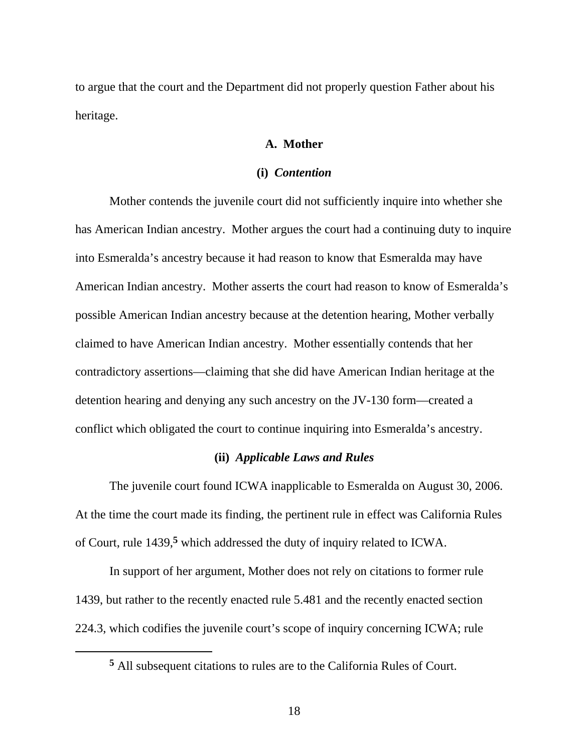to argue that the court and the Department did not properly question Father about his heritage.

### A. Mother

#### (i) *Contention*

Mother contends the juvenile court did not sufficiently inquire into whether she has American Indian ancestry. Mother argues the court had a continuing duty to inquire into Esmeralda's ancestry because it had reason to know that Esmeralda may have American Indian ancestry. Mother asserts the court had reason to know of Esmeralda's possible American Indian ancestry because at the detention hearing, Mother verbally claimed to have American Indian ancestry. Mother essentially contends that her contradictory assertions—claiming that she did have American Indian heritage at the detention hearing and denying any such ancestry on the JV-130 form—created a conflict which obligated the court to continue inquiring into Esmeralda's ancestry.

#### (ii) *Applicable Laws and Rules*

The juvenile court found ICWA inapplicable to Esmeralda on August 30, 2006. At the time the court made its finding, the pertinent rule in effect was California Rules of Court, rule 1439,[5] which addressed the duty of inquiry related to ICWA.

In support of her argument, Mother does not rely on citations to former rule 1439, but rather to the recently enacted rule 5.481 and the recently enacted section 224.3, which codifies the juvenile court's scope of inquiry concerning ICWA; rule

---

[5] All subsequent citations to rules are to the California Rules of Court.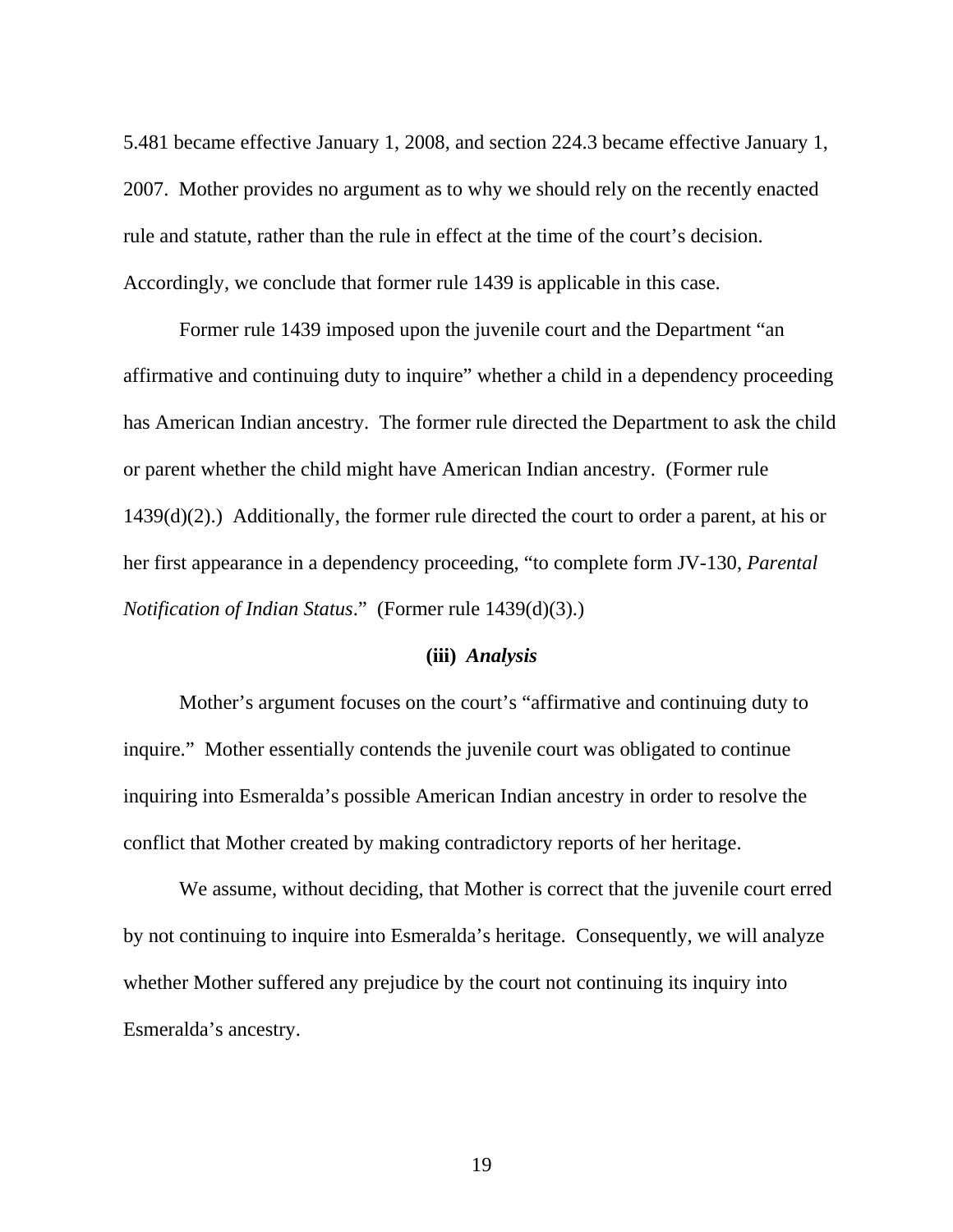5.481 became effective January 1, 2008, and section 224.3 became effective January 1, 2007. Mother provides no argument as to why we should rely on the recently enacted rule and statute, rather than the rule in effect at the time of the court's decision. Accordingly, we conclude that former rule 1439 is applicable in this case.

Former rule 1439 imposed upon the juvenile court and the Department "an affirmative and continuing duty to inquire" whether a child in a dependency proceeding has American Indian ancestry. The former rule directed the Department to ask the child or parent whether the child might have American Indian ancestry. (Former rule 1439(d)(2).) Additionally, the former rule directed the court to order a parent, at his or her first appearance in a dependency proceeding, "to complete form JV-130, *Parental Notification of Indian Status*." (Former rule 1439(d)(3).)

**(iii)** ***Analysis***

Mother's argument focuses on the court's "affirmative and continuing duty to inquire." Mother essentially contends the juvenile court was obligated to continue inquiring into Esmeralda's possible American Indian ancestry in order to resolve the conflict that Mother created by making contradictory reports of her heritage.

We assume, without deciding, that Mother is correct that the juvenile court erred by not continuing to inquire into Esmeralda's heritage. Consequently, we will analyze whether Mother suffered any prejudice by the court not continuing its inquiry into Esmeralda's ancestry.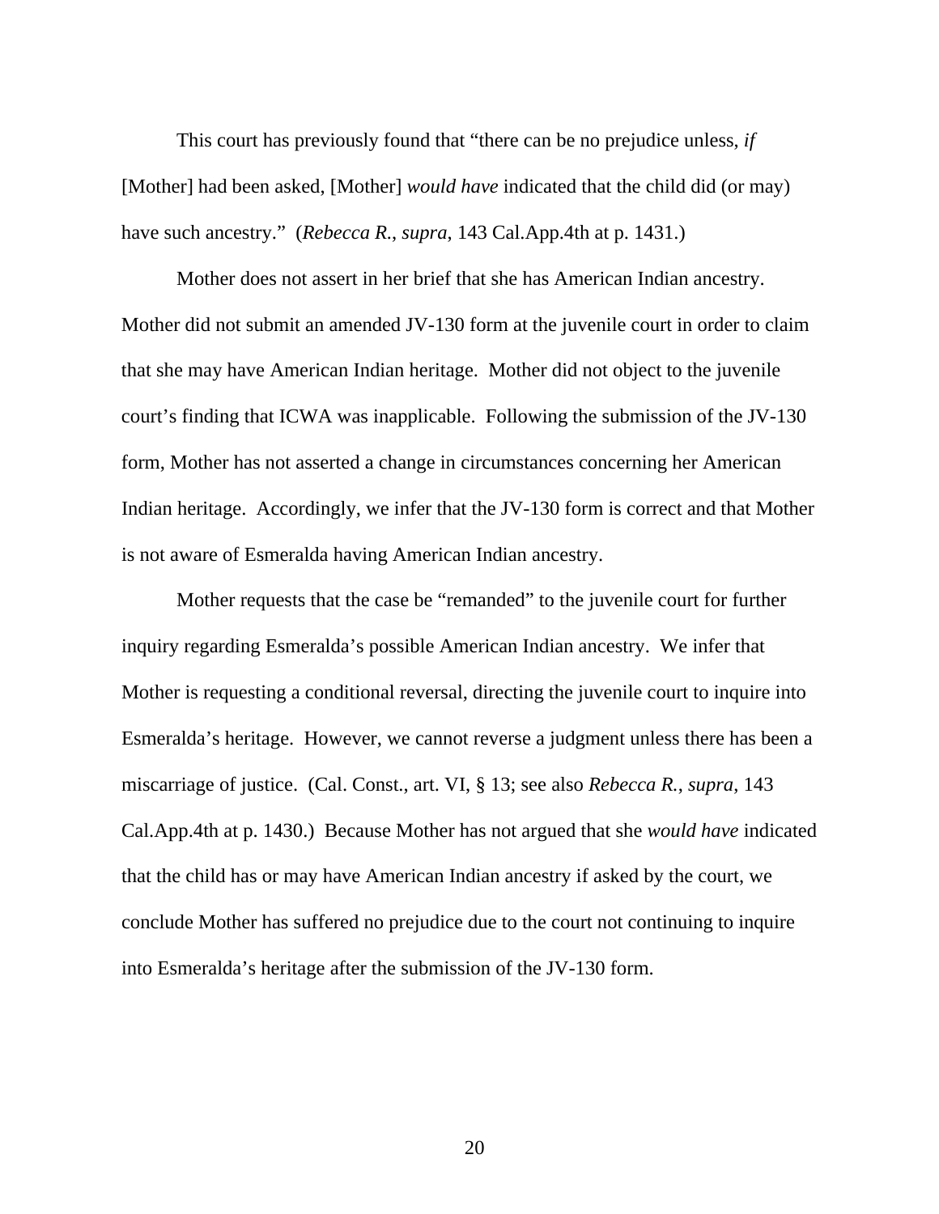This court has previously found that "there can be no prejudice unless, *if* [Mother] had been asked, [Mother] *would have* indicated that the child did (or may) have such ancestry." (*Rebecca R.*, *supra*, 143 Cal.App.4th at p. 1431.)

Mother does not assert in her brief that she has American Indian ancestry. Mother did not submit an amended JV-130 form at the juvenile court in order to claim that she may have American Indian heritage. Mother did not object to the juvenile court's finding that ICWA was inapplicable. Following the submission of the JV-130 form, Mother has not asserted a change in circumstances concerning her American Indian heritage. Accordingly, we infer that the JV-130 form is correct and that Mother is not aware of Esmeralda having American Indian ancestry.

Mother requests that the case be "remanded" to the juvenile court for further inquiry regarding Esmeralda's possible American Indian ancestry. We infer that Mother is requesting a conditional reversal, directing the juvenile court to inquire into Esmeralda's heritage. However, we cannot reverse a judgment unless there has been a miscarriage of justice. (Cal. Const., art. VI, § 13; see also *Rebecca R.*, *supra*, 143 Cal.App.4th at p. 1430.) Because Mother has not argued that she *would have* indicated that the child has or may have American Indian ancestry if asked by the court, we conclude Mother has suffered no prejudice due to the court not continuing to inquire into Esmeralda's heritage after the submission of the JV-130 form.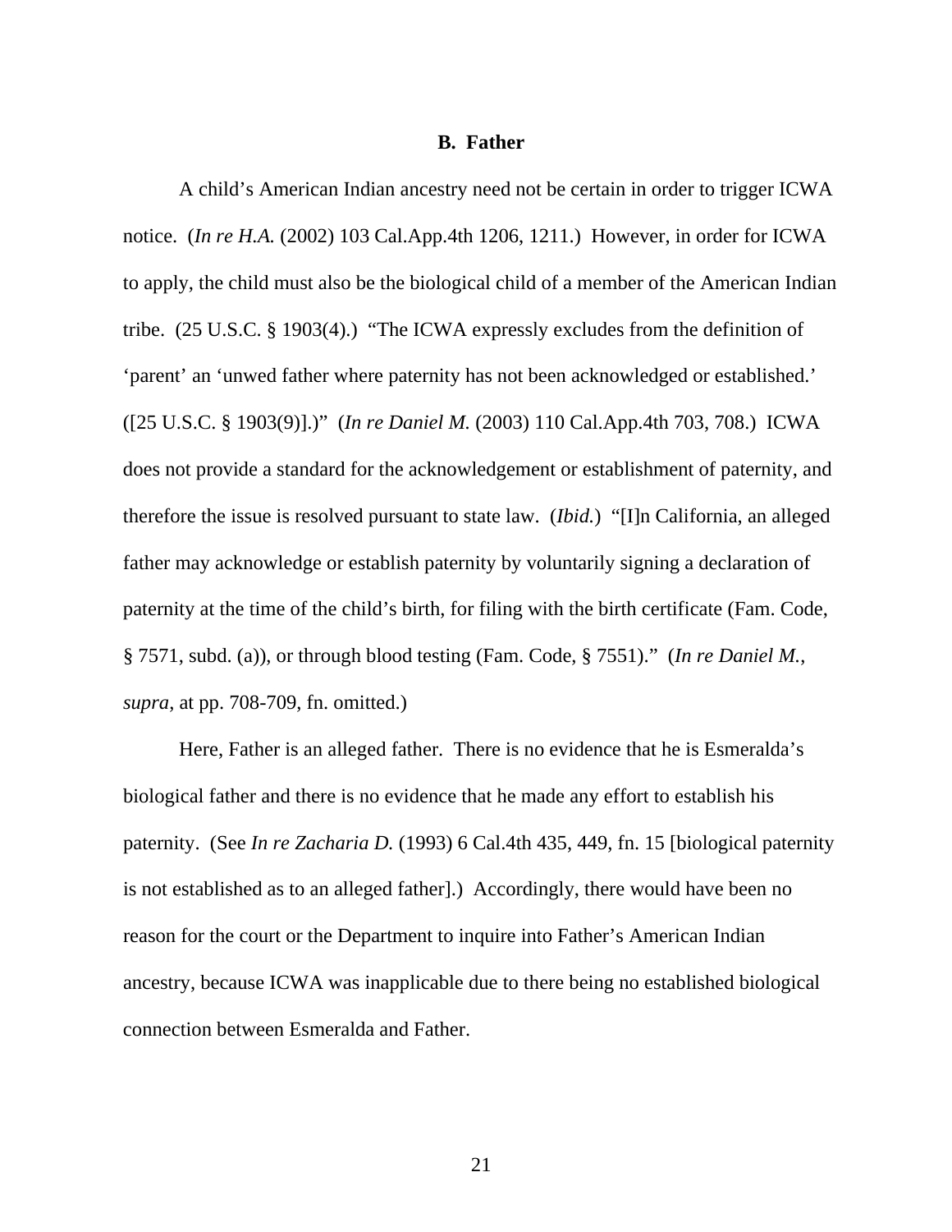### B. Father

A child's American Indian ancestry need not be certain in order to trigger ICWA notice. (*In re H.A.* (2002) 103 Cal.App.4th 1206, 1211.) However, in order for ICWA to apply, the child must also be the biological child of a member of the American Indian tribe. (25 U.S.C. § 1903(4).) "The ICWA expressly excludes from the definition of 'parent' an 'unwed father where paternity has not been acknowledged or established.' ([25 U.S.C. § 1903(9)].)" (*In re Daniel M.* (2003) 110 Cal.App.4th 703, 708.) ICWA does not provide a standard for the acknowledgement or establishment of paternity, and therefore the issue is resolved pursuant to state law. (*Ibid.*) "[I]n California, an alleged father may acknowledge or establish paternity by voluntarily signing a declaration of paternity at the time of the child's birth, for filing with the birth certificate (Fam. Code, § 7571, subd. (a)), or through blood testing (Fam. Code, § 7551)." (*In re Daniel M.*, *supra*, at pp. 708-709, fn. omitted.)

Here, Father is an alleged father. There is no evidence that he is Esmeralda's biological father and there is no evidence that he made any effort to establish his paternity. (See *In re Zacharia D.* (1993) 6 Cal.4th 435, 449, fn. 15 [biological paternity is not established as to an alleged father].) Accordingly, there would have been no reason for the court or the Department to inquire into Father's American Indian ancestry, because ICWA was inapplicable due to there being no established biological connection between Esmeralda and Father.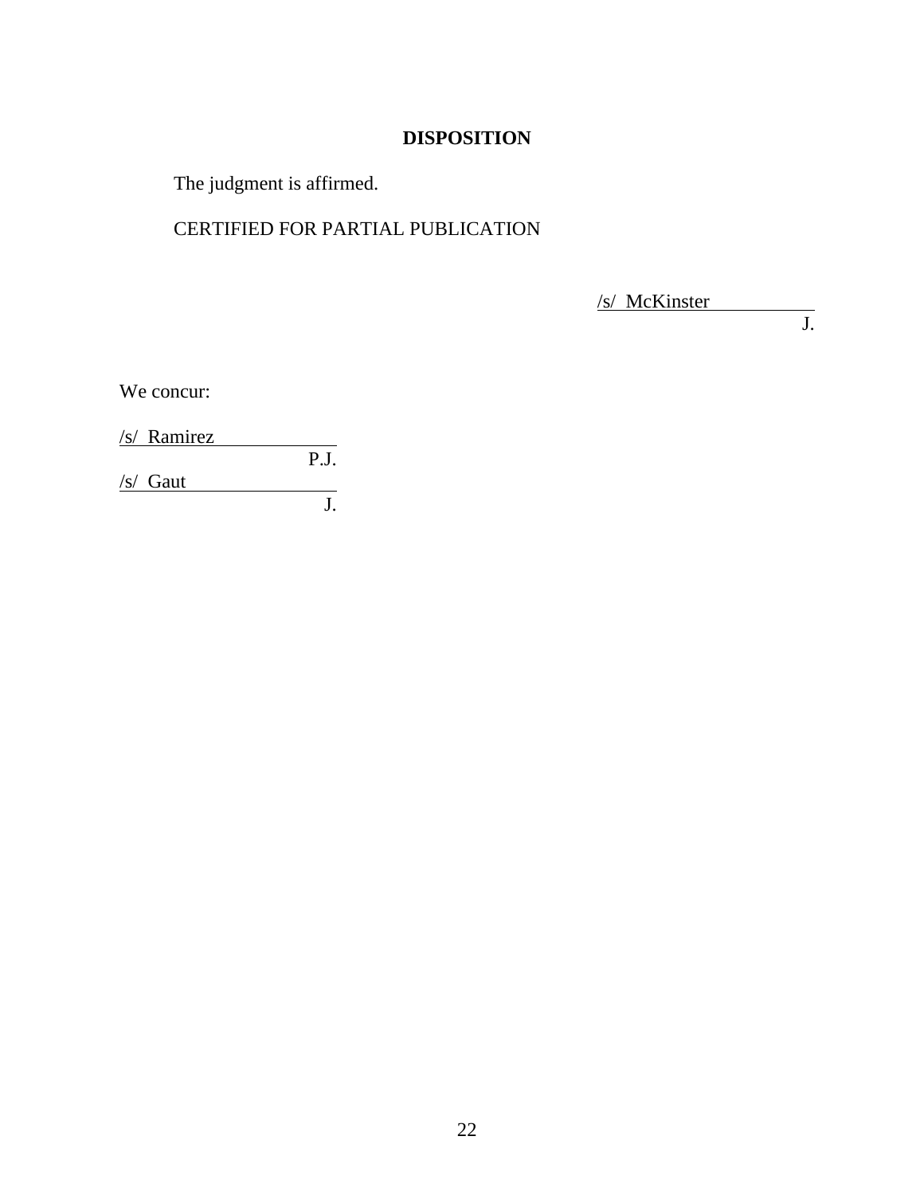## DISPOSITION

The judgment is affirmed.

CERTIFIED FOR PARTIAL PUBLICATION

/s/ McKinster
J.

We concur:

/s/ Ramirez
P.J.

/s/ Gaut
J.